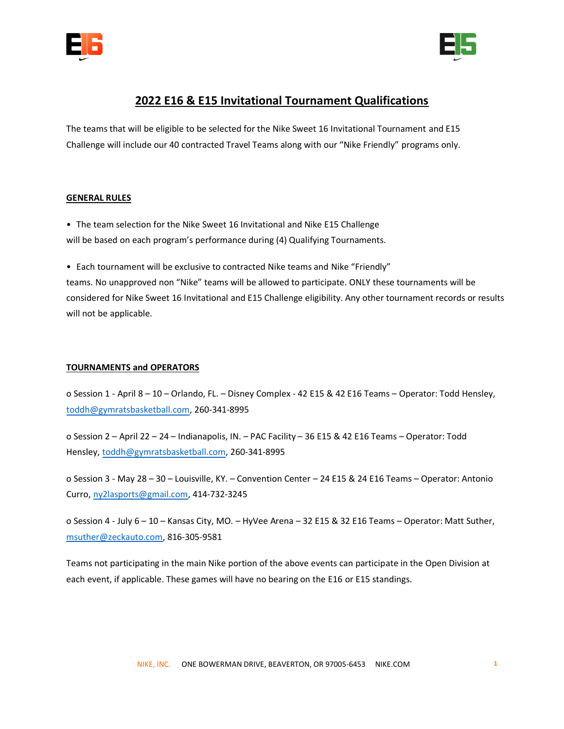# 2022 E16 & E15 Invitational Tournament Qualifications

The teams that will be eligible to be selected for the Nike Sweet 16 Invitational Tournament and E15 Challenge will include our 40 contracted Travel Teams along with our "Nike Friendly" programs only.

## GENERAL RULES

- The team selection for the Nike Sweet 16 Invitational and Nike E15 Challenge will be based on each program's performance during (4) Qualifying Tournaments.

- Each tournament will be exclusive to contracted Nike teams and Nike "Friendly" teams. No unapproved non "Nike" teams will be allowed to participate. ONLY these tournaments will be considered for Nike Sweet 16 Invitational and E15 Challenge eligibility. Any other tournament records or results will not be applicable.

## TOURNAMENTS and OPERATORS

o Session 1 - April 8 – 10 – Orlando, FL. – Disney Complex - 42 E15 & 42 E16 Teams – Operator: Todd Hensley, toddh@gymratsbasketball.com, 260-341-8995

o Session 2 – April 22 – 24 – Indianapolis, IN. – PAC Facility – 36 E15 & 42 E16 Teams – Operator: Todd Hensley, toddh@gymratsbasketball.com, 260-341-8995

o Session 3 - May 28 – 30 – Louisville, KY. – Convention Center – 24 E15 & 24 E16 Teams – Operator: Antonio Curro, ny2lasports@gmail.com, 414-732-3245

o Session 4 - July 6 – 10 – Kansas City, MO. – HyVee Arena – 32 E15 & 32 E16 Teams – Operator: Matt Suther, msuther@zeckauto.com, 816-305-9581

Teams not participating in the main Nike portion of the above events can participate in the Open Division at each event, if applicable. These games will have no bearing on the E16 or E15 standings.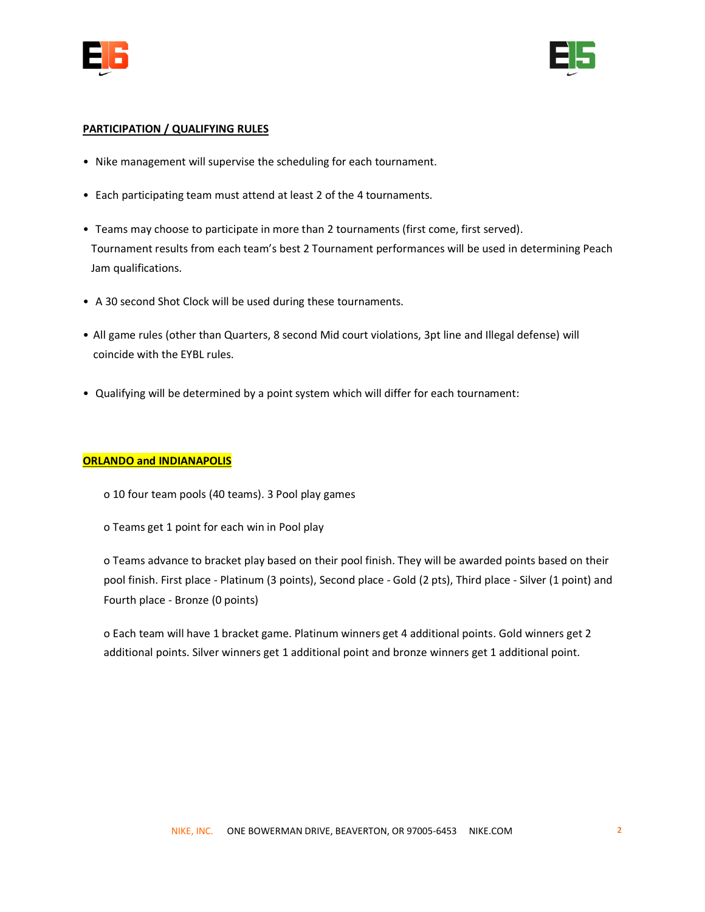**PARTICIPATION / QUALIFYING RULES**

- Nike management will supervise the scheduling for each tournament.
- Each participating team must attend at least 2 of the 4 tournaments.
- Teams may choose to participate in more than 2 tournaments (first come, first served). Tournament results from each team's best 2 Tournament performances will be used in determining Peach Jam qualifications.
- A 30 second Shot Clock will be used during these tournaments.
- All game rules (other than Quarters, 8 second Mid court violations, 3pt line and Illegal defense) will coincide with the EYBL rules.
- Qualifying will be determined by a point system which will differ for each tournament:

**ORLANDO and INDIANAPOLIS**

- 10 four team pools (40 teams). 3 Pool play games
- Teams get 1 point for each win in Pool play
- Teams advance to bracket play based on their pool finish. They will be awarded points based on their pool finish. First place - Platinum (3 points), Second place - Gold (2 pts), Third place - Silver (1 point) and Fourth place - Bronze (0 points)
- Each team will have 1 bracket game. Platinum winners get 4 additional points. Gold winners get 2 additional points. Silver winners get 1 additional point and bronze winners get 1 additional point.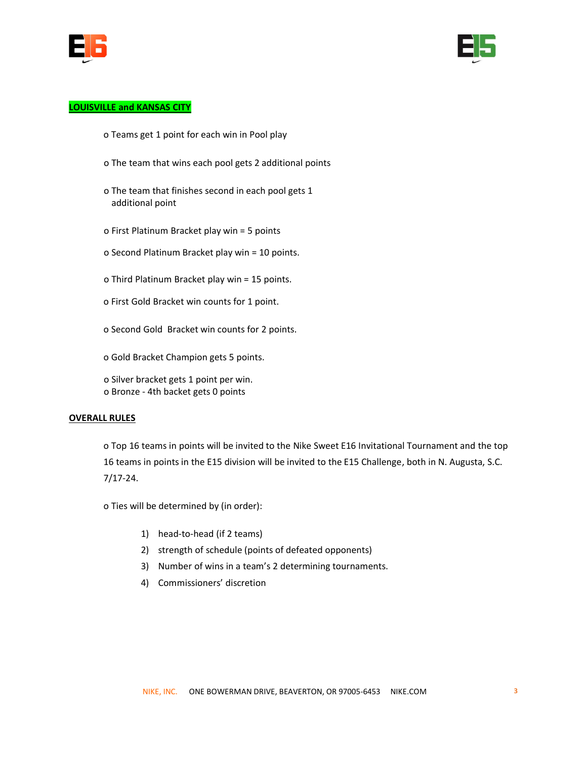**LOUISVILLE and KANSAS CITY**

- Teams get 1 point for each win in Pool play
- The team that wins each pool gets 2 additional points
- The team that finishes second in each pool gets 1 additional point
- First Platinum Bracket play win = 5 points
- Second Platinum Bracket play win = 10 points.
- Third Platinum Bracket play win = 15 points.
- First Gold Bracket win counts for 1 point.
- Second Gold  Bracket win counts for 2 points.
- Gold Bracket Champion gets 5 points.
- Silver bracket gets 1 point per win.
- Bronze - 4th backet gets 0 points

**OVERALL RULES**

- Top 16 teams in points will be invited to the Nike Sweet E16 Invitational Tournament and the top 16 teams in points in the E15 division will be invited to the E15 Challenge, both in N. Augusta, S.C. 7/17-24.
- Ties will be determined by (in order):
  1) head-to-head (if 2 teams)
  2) strength of schedule (points of defeated opponents)
  3) Number of wins in a team's 2 determining tournaments.
  4) Commissioners' discretion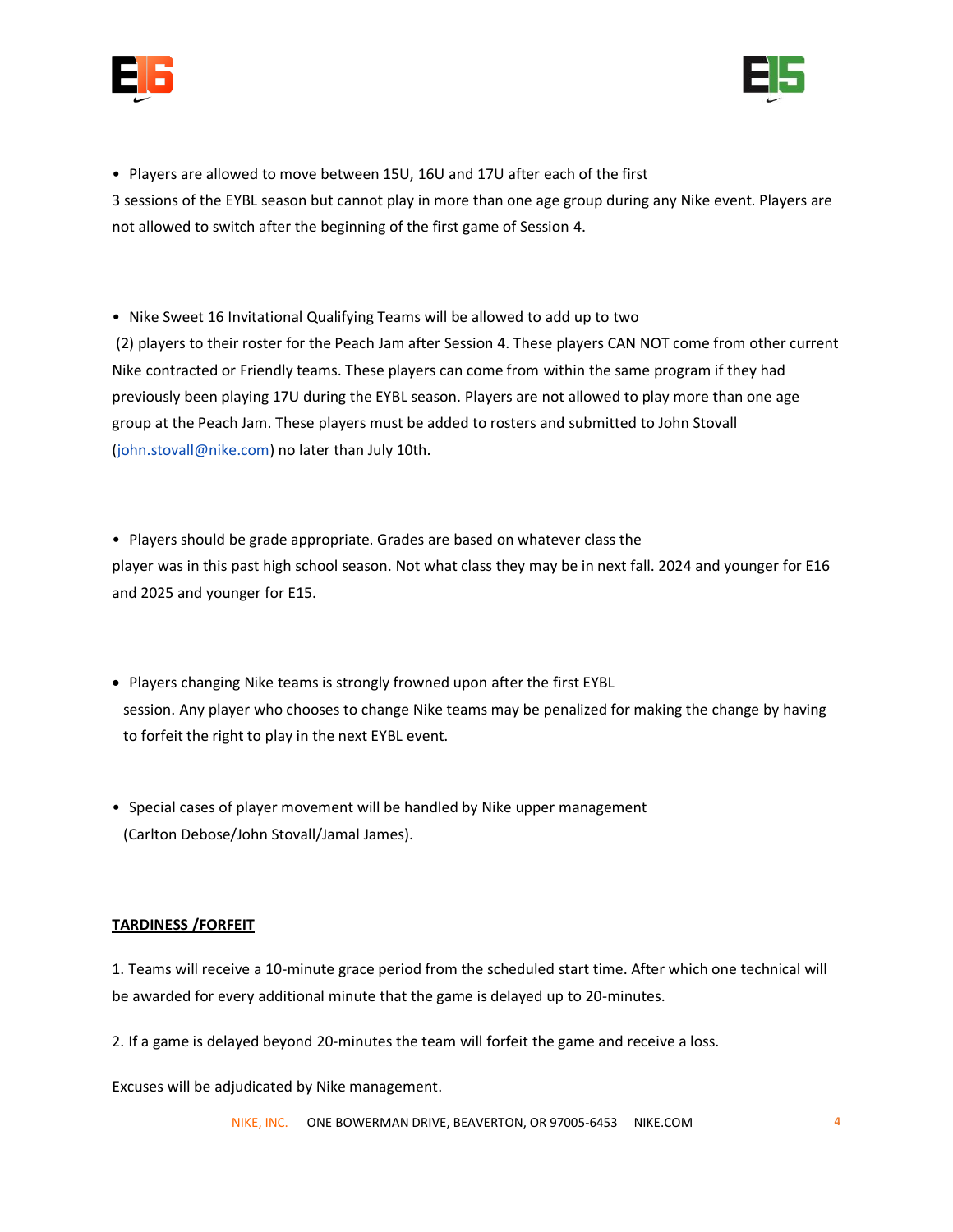- Players are allowed to move between 15U, 16U and 17U after each of the first 3 sessions of the EYBL season but cannot play in more than one age group during any Nike event. Players are not allowed to switch after the beginning of the first game of Session 4.

- Nike Sweet 16 Invitational Qualifying Teams will be allowed to add up to two (2) players to their roster for the Peach Jam after Session 4. These players CAN NOT come from other current Nike contracted or Friendly teams. These players can come from within the same program if they had previously been playing 17U during the EYBL season. Players are not allowed to play more than one age group at the Peach Jam. These players must be added to rosters and submitted to John Stovall (john.stovall@nike.com) no later than July 10th.

- Players should be grade appropriate. Grades are based on whatever class the player was in this past high school season. Not what class they may be in next fall. 2024 and younger for E16 and 2025 and younger for E15.

- Players changing Nike teams is strongly frowned upon after the first EYBL session. Any player who chooses to change Nike teams may be penalized for making the change by having to forfeit the right to play in the next EYBL event.

- Special cases of player movement will be handled by Nike upper management (Carlton Debose/John Stovall/Jamal James).

**TARDINESS /FORFEIT**

1. Teams will receive a 10-minute grace period from the scheduled start time. After which one technical will be awarded for every additional minute that the game is delayed up to 20-minutes.

2. If a game is delayed beyond 20-minutes the team will forfeit the game and receive a loss.

Excuses will be adjudicated by Nike management.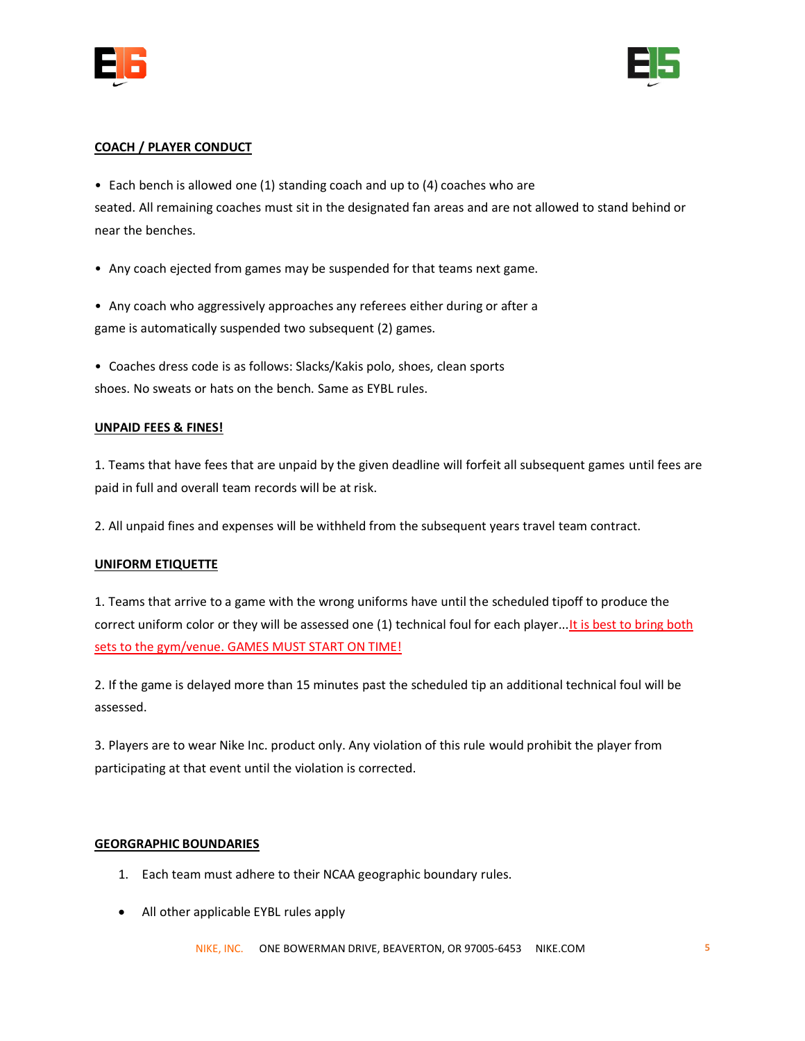**COACH / PLAYER CONDUCT**

- Each bench is allowed one (1) standing coach and up to (4) coaches who are seated. All remaining coaches must sit in the designated fan areas and are not allowed to stand behind or near the benches.

- Any coach ejected from games may be suspended for that teams next game.

- Any coach who aggressively approaches any referees either during or after a game is automatically suspended two subsequent (2) games.

- Coaches dress code is as follows: Slacks/Kakis polo, shoes, clean sports shoes. No sweats or hats on the bench. Same as EYBL rules.

**UNPAID FEES & FINES!**

1. Teams that have fees that are unpaid by the given deadline will forfeit all subsequent games until fees are paid in full and overall team records will be at risk.

2. All unpaid fines and expenses will be withheld from the subsequent years travel team contract.

**UNIFORM ETIQUETTE**

1. Teams that arrive to a game with the wrong uniforms have until the scheduled tipoff to produce the correct uniform color or they will be assessed one (1) technical foul for each player...It is best to bring both sets to the gym/venue. GAMES MUST START ON TIME!

2. If the game is delayed more than 15 minutes past the scheduled tip an additional technical foul will be assessed.

3. Players are to wear Nike Inc. product only. Any violation of this rule would prohibit the player from participating at that event until the violation is corrected.

**GEORGRAPHIC BOUNDARIES**

1. Each team must adhere to their NCAA geographic boundary rules.

- All other applicable EYBL rules apply

NIKE, INC. ONE BOWERMAN DRIVE, BEAVERTON, OR 97005-6453 NIKE.COM